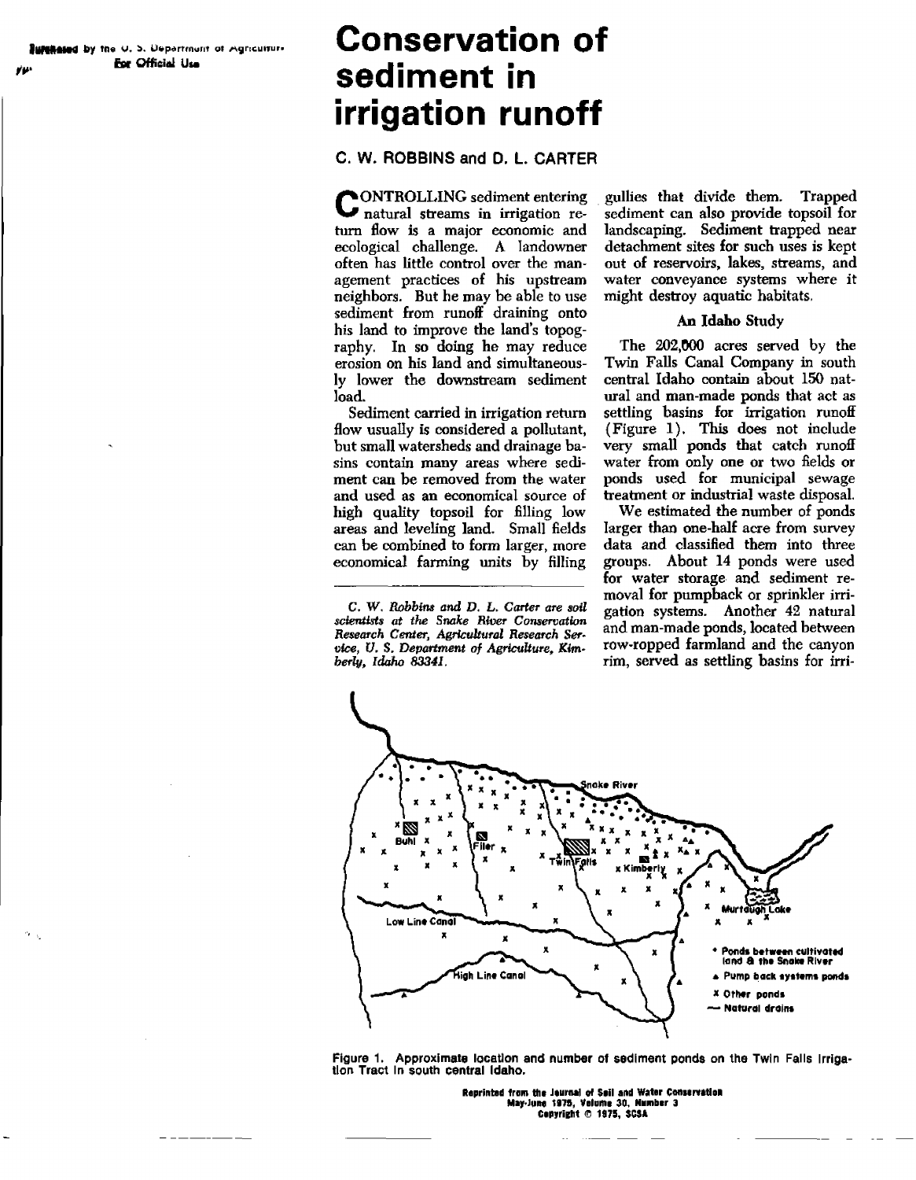Furnished by the U. S. Department of Agriculture
For Official Use

# Conservation of sediment in irrigation runoff

## C. W. ROBBINS and D. L. CARTER

CONTROLLING sediment entering natural streams in irrigation return flow is a major economic and ecological challenge. A landowner often has little control over the management practices of his upstream neighbors. But he may be able to use sediment from runoff draining onto his land to improve the land's topography. In so doing he may reduce erosion on his land and simultaneously lower the downstream sediment load.

Sediment carried in irrigation return flow usually is considered a pollutant, but small watersheds and drainage basins contain many areas where sediment can be removed from the water and used as an economical source of high quality topsoil for filling low areas and leveling land. Small fields can be combined to form larger, more economical farming units by filling gullies that divide them. Trapped sediment can also provide topsoil for landscaping. Sediment trapped near detachment sites for such uses is kept out of reservoirs, lakes, streams, and water conveyance systems where it might destroy aquatic habitats.

*C. W. Robbins and D. L. Carter are soil scientists at the Snake River Conservation Research Center, Agricultural Research Service, U. S. Department of Agriculture, Kimberly, Idaho 83341.*

### An Idaho Study

The 202,000 acres served by the Twin Falls Canal Company in south central Idaho contain about 150 natural and man-made ponds that act as settling basins for irrigation runoff (Figure 1). This does not include very small ponds that catch runoff water from only one or two fields or ponds used for municipal sewage treatment or industrial waste disposal.

We estimated the number of ponds larger than one-half acre from survey data and classified them into three groups. About 14 ponds were used for water storage and sediment removal for pumpback or sprinkler irrigation systems. Another 42 natural and man-made ponds, located between row-ropped farmland and the canyon rim, served as settling basins for irri-

Figure 1. Approximate location and number of sediment ponds on the Twin Falls Irrigation Tract in south central Idaho.

Reprinted from the Journal of Soil and Water Conservation
May-June 1975, Volume 30, Number 3
Copyright © 1975, SCSA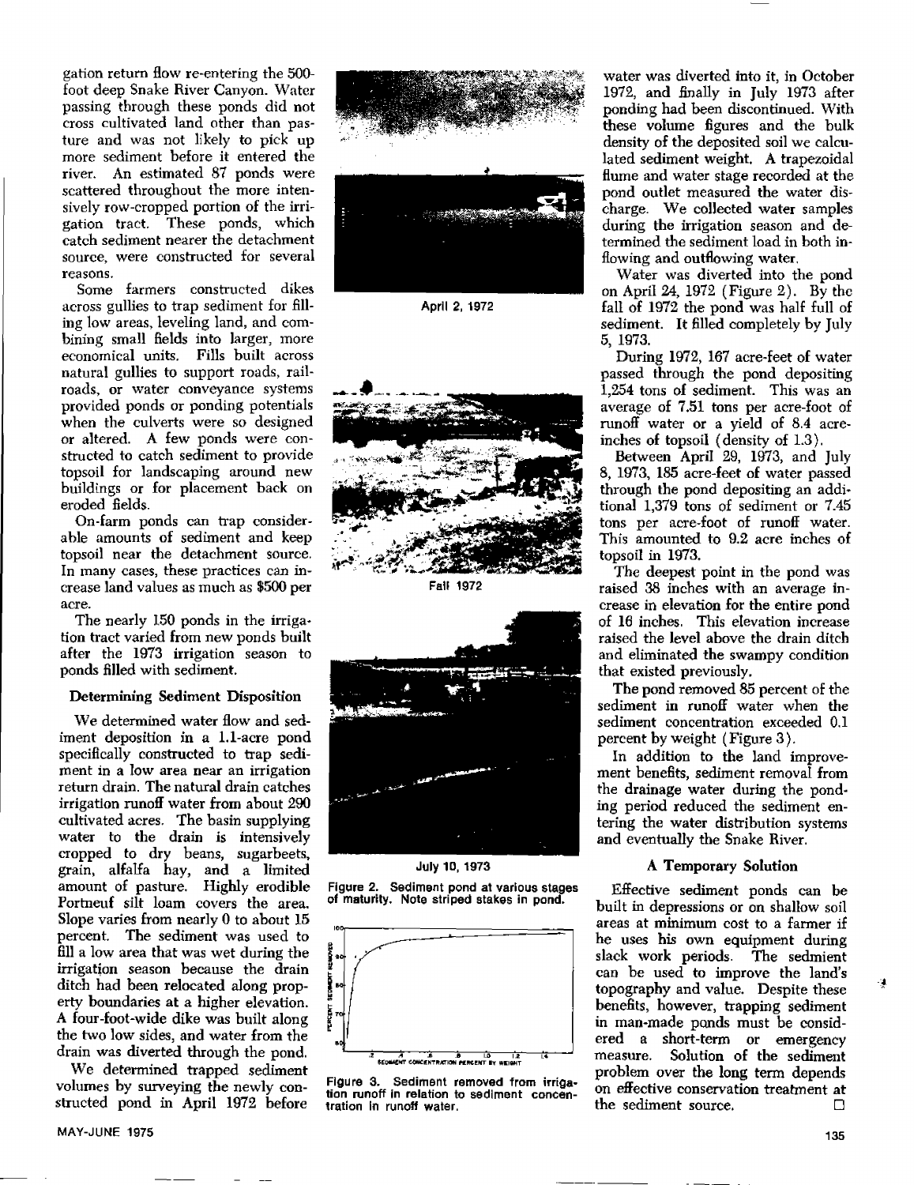gation return flow re-entering the 500-foot deep Snake River Canyon. Water passing through these ponds did not cross cultivated land other than pasture and was not likely to pick up more sediment before it entered the river. An estimated 87 ponds were scattered throughout the more intensively row-cropped portion of the irrigation tract. These ponds, which catch sediment nearer the detachment source, were constructed for several reasons.

Some farmers constructed dikes across gullies to trap sediment for filling low areas, leveling land, and combining small fields into larger, more economical units. Fills built across natural gullies to support roads, railroads, or water conveyance systems provided ponds or ponding potentials when the culverts were so designed or altered. A few ponds were constructed to catch sediment to provide topsoil for landscaping around new buildings or for placement back on eroded fields.

On-farm ponds can trap considerable amounts of sediment and keep topsoil near the detachment source. In many cases, these practices can increase land values as much as $500 per acre.

The nearly 150 ponds in the irrigation tract varied from new ponds built after the 1973 irrigation season to ponds filled with sediment.

### Determining Sediment Disposition

We determined water flow and sediment deposition in a 1.1-acre pond specifically constructed to trap sediment in a low area near an irrigation return drain. The natural drain catches irrigation runoff water from about 290 cultivated acres. The basin supplying water to the drain is intensively cropped to dry beans, sugarbeets, grain, alfalfa hay, and a limited amount of pasture. Highly erodible Portneuf silt loam covers the area. Slope varies from nearly 0 to about 15 percent. The sediment was used to fill a low area that was wet during the irrigation season because the drain ditch had been relocated along property boundaries at a higher elevation. A four-foot-wide dike was built along the two low sides, and water from the drain was diverted through the pond.

We determined trapped sediment volumes by surveying the newly constructed pond in April 1972 before water was diverted into it, in October 1972, and finally in July 1973 after ponding had been discontinued. With these volume figures and the bulk density of the deposited soil we calculated sediment weight. A trapezoidal flume and water stage recorded at the pond outlet measured the water discharge. We collected water samples during the irrigation season and determined the sediment load in both inflowing and outflowing water.

April 2, 1972

Fall 1972

July 10, 1973

Figure 2. Sediment pond at various stages of maturity. Note striped stakes in pond.

100
90
80
70
60
PERCENT SEDIMENT REMOVED
.2 .4 .6 .8 1.0 1.2 1.4
SEDIMENT CONCENTRATION PERCENT BY WEIGHT

Figure 3. Sediment removed from irrigation runoff in relation to sediment concentration in runoff water.

Water was diverted into the pond on April 24, 1972 (Figure 2). By the fall of 1972 the pond was half full of sediment. It filled completely by July 5, 1973.

During 1972, 167 acre-feet of water passed through the pond depositing 1,254 tons of sediment. This was an average of 7.51 tons per acre-foot of runoff water or a yield of 8.4 acre-inches of topsoil (density of 1.3).

Between April 29, 1973, and July 8, 1973, 185 acre-feet of water passed through the pond depositing an additional 1,379 tons of sediment or 7.45 tons per acre-foot of runoff water. This amounted to 9.2 acre inches of topsoil in 1973.

The deepest point in the pond was raised 38 inches with an average increase in elevation for the entire pond of 16 inches. This elevation increase raised the level above the drain ditch and eliminated the swampy condition that existed previously.

The pond removed 85 percent of the sediment in runoff water when the sediment concentration exceeded 0.1 percent by weight (Figure 3).

In addition to the land improvement benefits, sediment removal from the drainage water during the ponding period reduced the sediment entering the water distribution systems and eventually the Snake River.

### A Temporary Solution

Effective sediment ponds can be built in depressions or on shallow soil areas at minimum cost to a farmer if he uses his own equipment during slack work periods. The sediment can be used to improve the land's topography and value. Despite these benefits, however, trapping sediment in man-made ponds must be considered a short-term or emergency measure. Solution of the sediment problem over the long term depends on effective conservation treatment at the sediment source. □